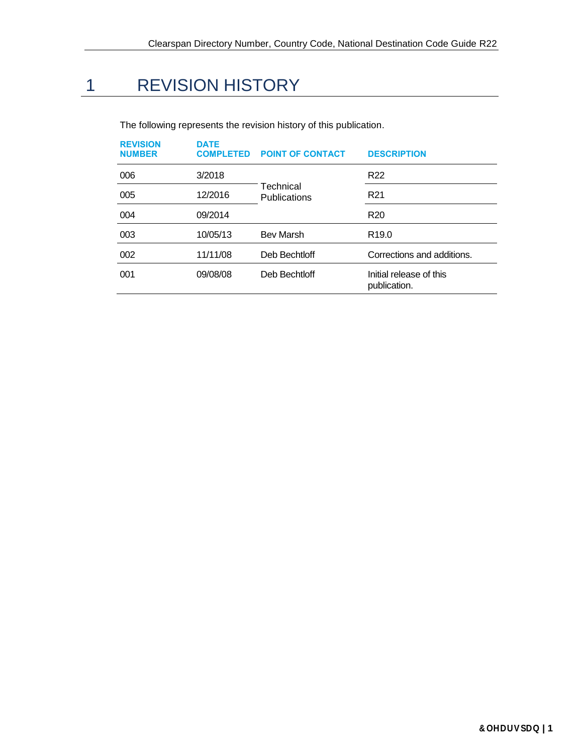# 1 REVISION HISTORY

The following represents the revision history of this publication.

| REVISION NUMBER | DATE COMPLETED | POINT OF CONTACT | DESCRIPTION |
|---|---|---|---|
| 006 | 3/2018 | Technical Publications | R22 |
| 005 | 12/2016 | | R21 |
| 004 | 09/2014 | | R20 |
| 003 | 10/05/13 | Bev Marsh | R19.0 |
| 002 | 11/11/08 | Deb Bechtloff | Corrections and additions. |
| 001 | 09/08/08 | Deb Bechtloff | Initial release of this publication. |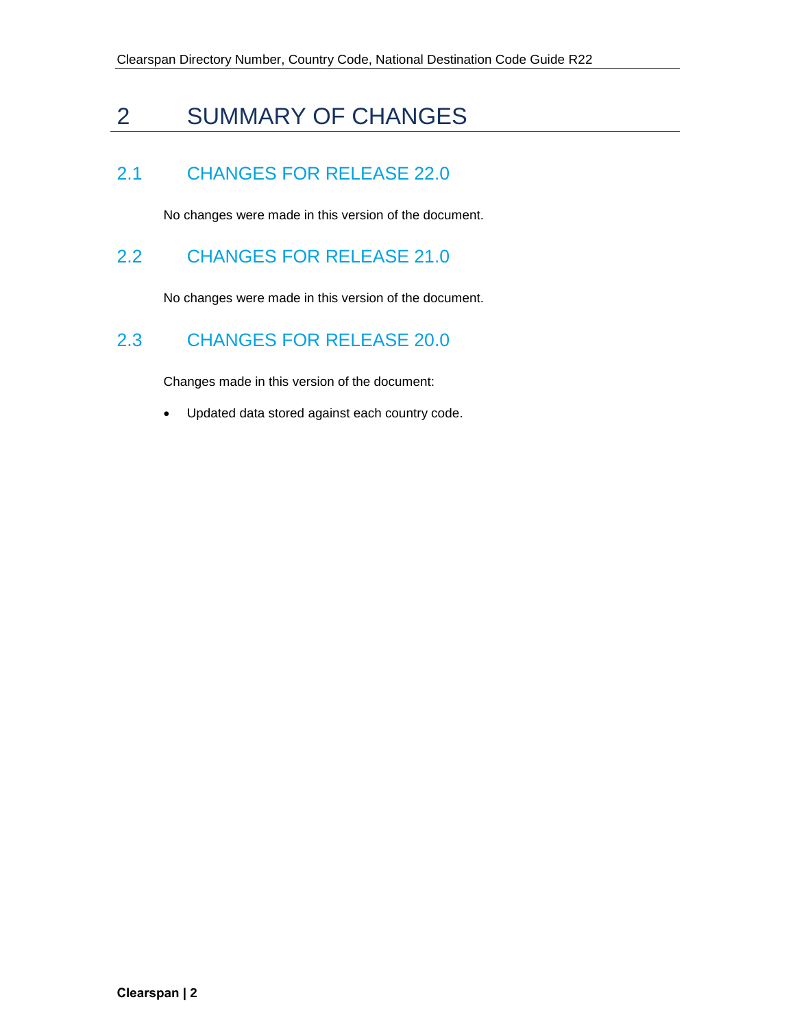# 2 SUMMARY OF CHANGES

## 2.1 CHANGES FOR RELEASE 22.0

No changes were made in this version of the document.

## 2.2 CHANGES FOR RELEASE 21.0

No changes were made in this version of the document.

## 2.3 CHANGES FOR RELEASE 20.0

Changes made in this version of the document:

- Updated data stored against each country code.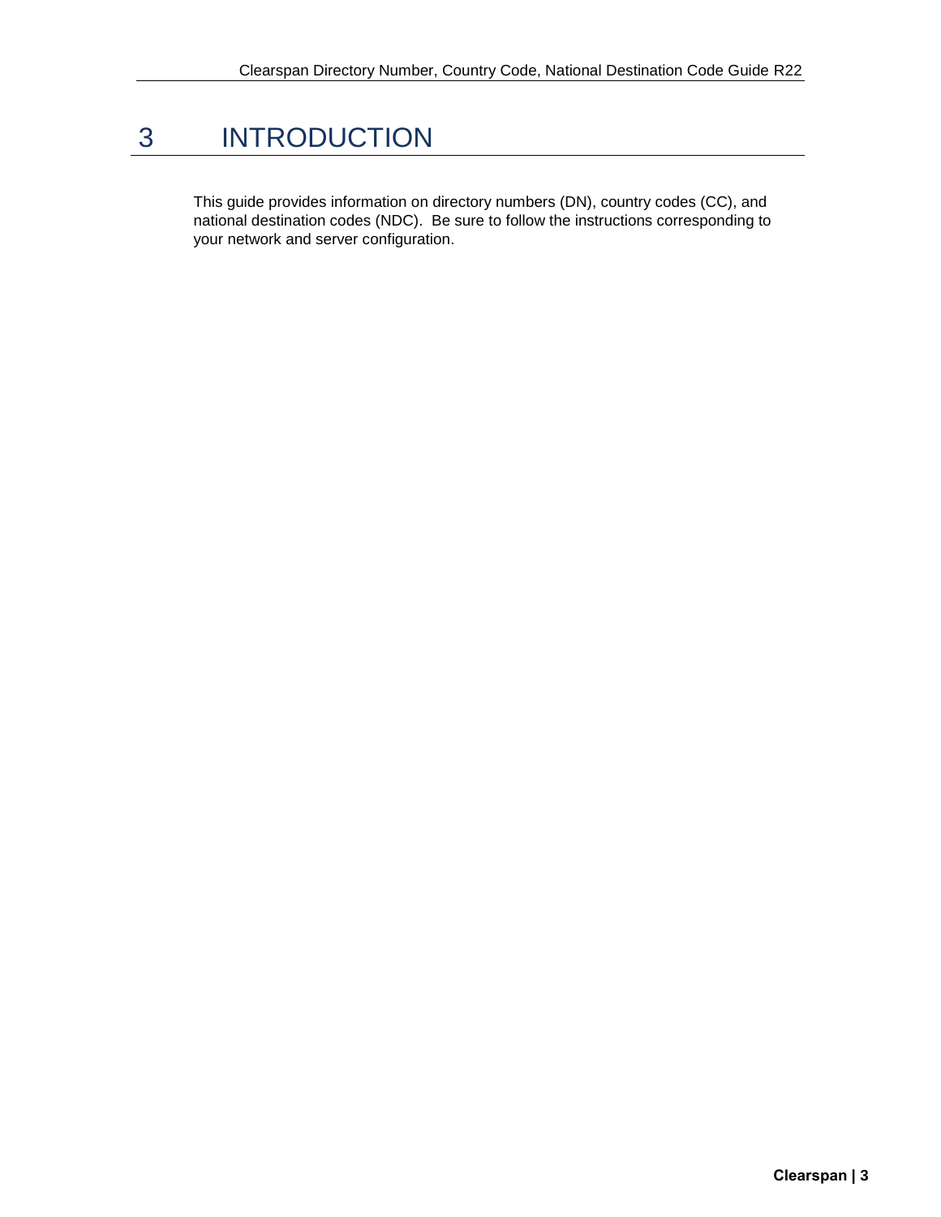# 3 INTRODUCTION

This guide provides information on directory numbers (DN), country codes (CC), and national destination codes (NDC). Be sure to follow the instructions corresponding to your network and server configuration.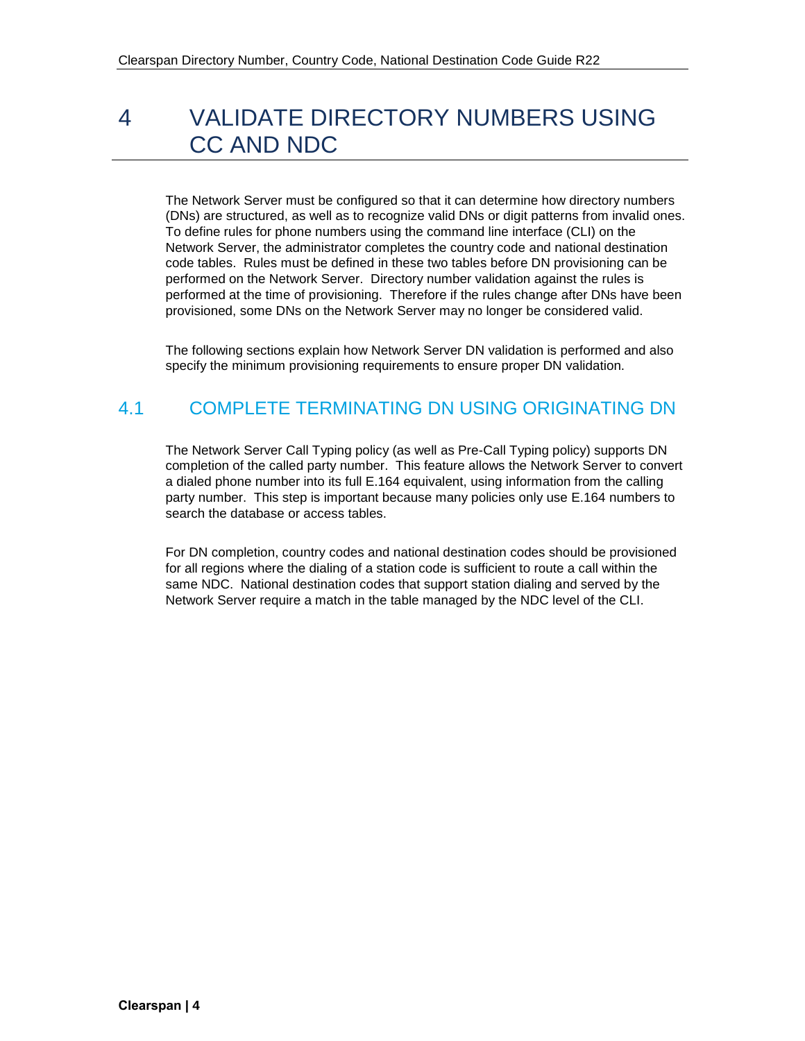# 4 VALIDATE DIRECTORY NUMBERS USING CC AND NDC

The Network Server must be configured so that it can determine how directory numbers (DNs) are structured, as well as to recognize valid DNs or digit patterns from invalid ones. To define rules for phone numbers using the command line interface (CLI) on the Network Server, the administrator completes the country code and national destination code tables. Rules must be defined in these two tables before DN provisioning can be performed on the Network Server. Directory number validation against the rules is performed at the time of provisioning. Therefore if the rules change after DNs have been provisioned, some DNs on the Network Server may no longer be considered valid.

The following sections explain how Network Server DN validation is performed and also specify the minimum provisioning requirements to ensure proper DN validation.

## 4.1 COMPLETE TERMINATING DN USING ORIGINATING DN

The Network Server Call Typing policy (as well as Pre-Call Typing policy) supports DN completion of the called party number. This feature allows the Network Server to convert a dialed phone number into its full E.164 equivalent, using information from the calling party number. This step is important because many policies only use E.164 numbers to search the database or access tables.

For DN completion, country codes and national destination codes should be provisioned for all regions where the dialing of a station code is sufficient to route a call within the same NDC. National destination codes that support station dialing and served by the Network Server require a match in the table managed by the NDC level of the CLI.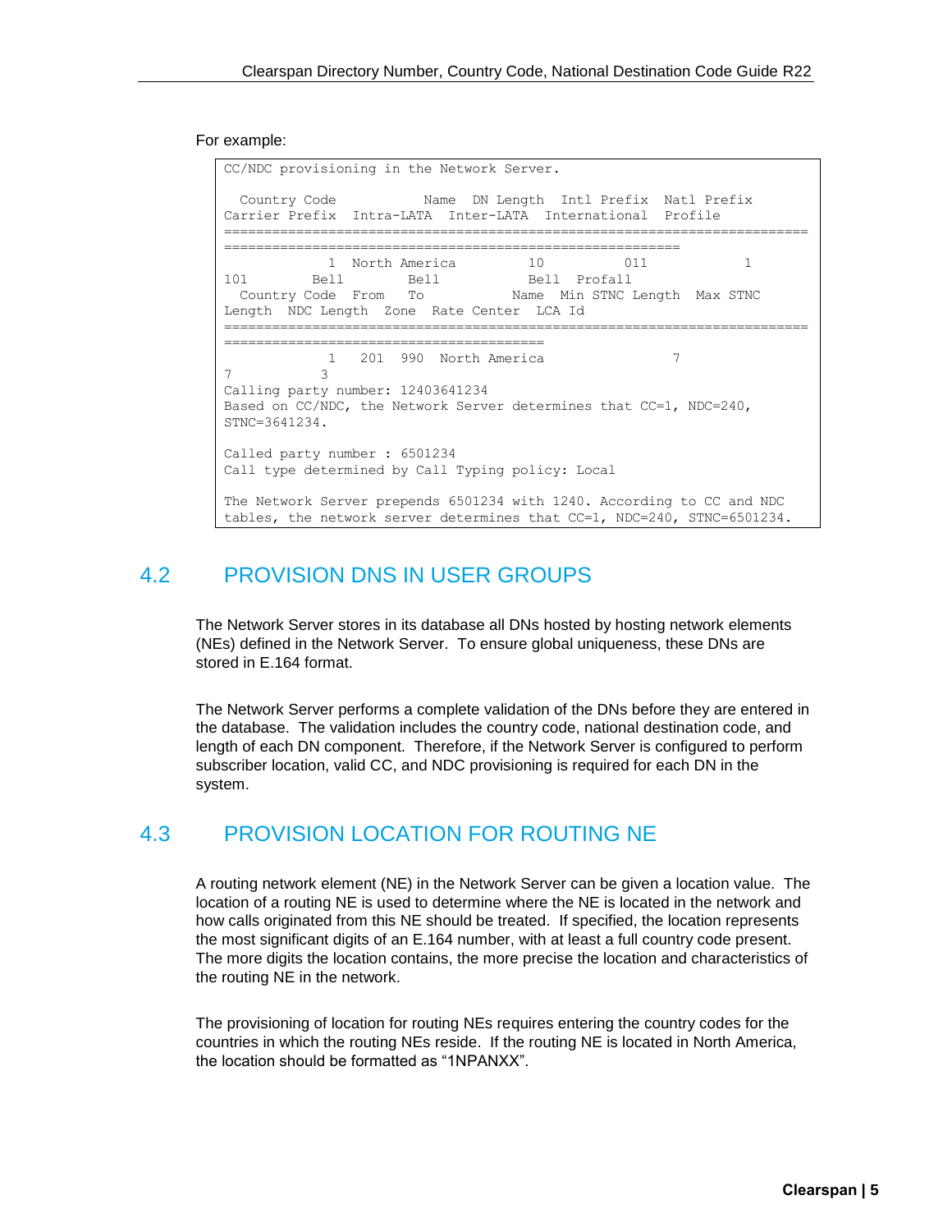For example:

```
CC/NDC provisioning in the Network Server.

  Country Code           Name  DN Length  Intl Prefix  Natl Prefix
Carrier Prefix  Intra-LATA  Inter-LATA  International  Profile
=========================================================================
=========================================================
             1  North America         10         011           1
101        Bell        Bell          Bell  Profall
  Country Code  From   To           Name  Min STNC Length  Max STNC
Length  NDC Length  Zone  Rate Center  LCA Id
=========================================================================
========================================
             1   201  990  North America              7
7           3
Calling party number: 12403641234
Based on CC/NDC, the Network Server determines that CC=1, NDC=240,
STNC=3641234.

Called party number : 6501234
Call type determined by Call Typing policy: Local

The Network Server prepends 6501234 with 1240. According to CC and NDC
tables, the network server determines that CC=1, NDC=240, STNC=6501234.
```

## 4.2 PROVISION DNS IN USER GROUPS

The Network Server stores in its database all DNs hosted by hosting network elements (NEs) defined in the Network Server. To ensure global uniqueness, these DNs are stored in E.164 format.

The Network Server performs a complete validation of the DNs before they are entered in the database. The validation includes the country code, national destination code, and length of each DN component. Therefore, if the Network Server is configured to perform subscriber location, valid CC, and NDC provisioning is required for each DN in the system.

## 4.3 PROVISION LOCATION FOR ROUTING NE

A routing network element (NE) in the Network Server can be given a location value. The location of a routing NE is used to determine where the NE is located in the network and how calls originated from this NE should be treated. If specified, the location represents the most significant digits of an E.164 number, with at least a full country code present. The more digits the location contains, the more precise the location and characteristics of the routing NE in the network.

The provisioning of location for routing NEs requires entering the country codes for the countries in which the routing NEs reside. If the routing NE is located in North America, the location should be formatted as "1NPANXX".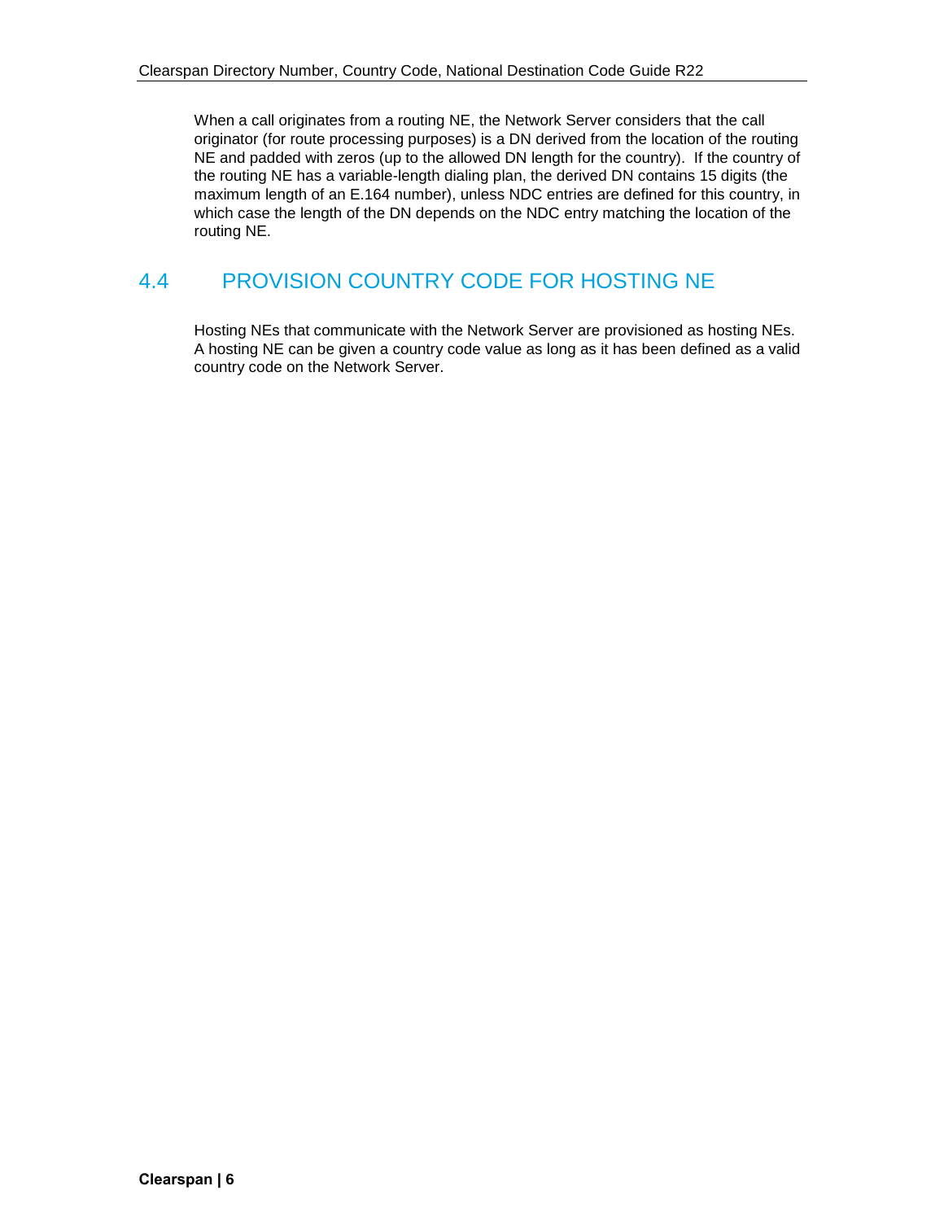When a call originates from a routing NE, the Network Server considers that the call originator (for route processing purposes) is a DN derived from the location of the routing NE and padded with zeros (up to the allowed DN length for the country).  If the country of the routing NE has a variable-length dialing plan, the derived DN contains 15 digits (the maximum length of an E.164 number), unless NDC entries are defined for this country, in which case the length of the DN depends on the NDC entry matching the location of the routing NE.

## 4.4 PROVISION COUNTRY CODE FOR HOSTING NE

Hosting NEs that communicate with the Network Server are provisioned as hosting NEs. A hosting NE can be given a country code value as long as it has been defined as a valid country code on the Network Server.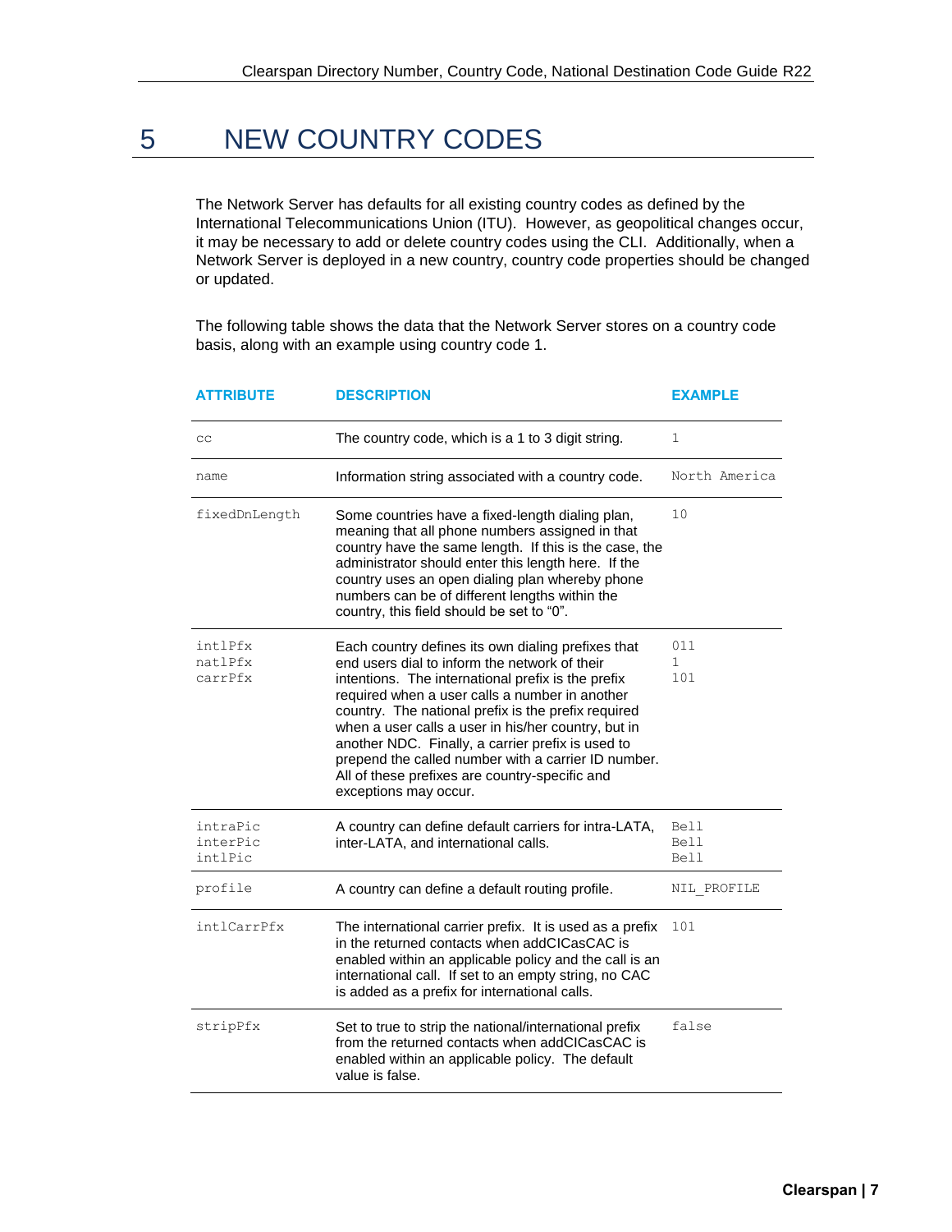# 5 NEW COUNTRY CODES

The Network Server has defaults for all existing country codes as defined by the International Telecommunications Union (ITU). However, as geopolitical changes occur, it may be necessary to add or delete country codes using the CLI. Additionally, when a Network Server is deployed in a new country, country code properties should be changed or updated.

The following table shows the data that the Network Server stores on a country code basis, along with an example using country code 1.

| ATTRIBUTE | DESCRIPTION | EXAMPLE |
|---|---|---|
| cc | The country code, which is a 1 to 3 digit string. | 1 |
| name | Information string associated with a country code. | North America |
| fixedDnLength | Some countries have a fixed-length dialing plan, meaning that all phone numbers assigned in that country have the same length. If this is the case, the administrator should enter this length here. If the country uses an open dialing plan whereby phone numbers can be of different lengths within the country, this field should be set to "0". | 10 |
| intlPfx<br>natlPfx<br>carrPfx | Each country defines its own dialing prefixes that end users dial to inform the network of their intentions. The international prefix is the prefix required when a user calls a number in another country. The national prefix is the prefix required when a user calls a user in his/her country, but in another NDC. Finally, a carrier prefix is used to prepend the called number with a carrier ID number. All of these prefixes are country-specific and exceptions may occur. | 011<br>1<br>101 |
| intraPic<br>interPic<br>intlPic | A country can define default carriers for intra-LATA, inter-LATA, and international calls. | Bell<br>Bell<br>Bell |
| profile | A country can define a default routing profile. | NIL_PROFILE |
| intlCarrPfx | The international carrier prefix. It is used as a prefix in the returned contacts when addCICasCAC is enabled within an applicable policy and the call is an international call. If set to an empty string, no CAC is added as a prefix for international calls. | 101 |
| stripPfx | Set to true to strip the national/international prefix from the returned contacts when addCICasCAC is enabled within an applicable policy. The default value is false. | false |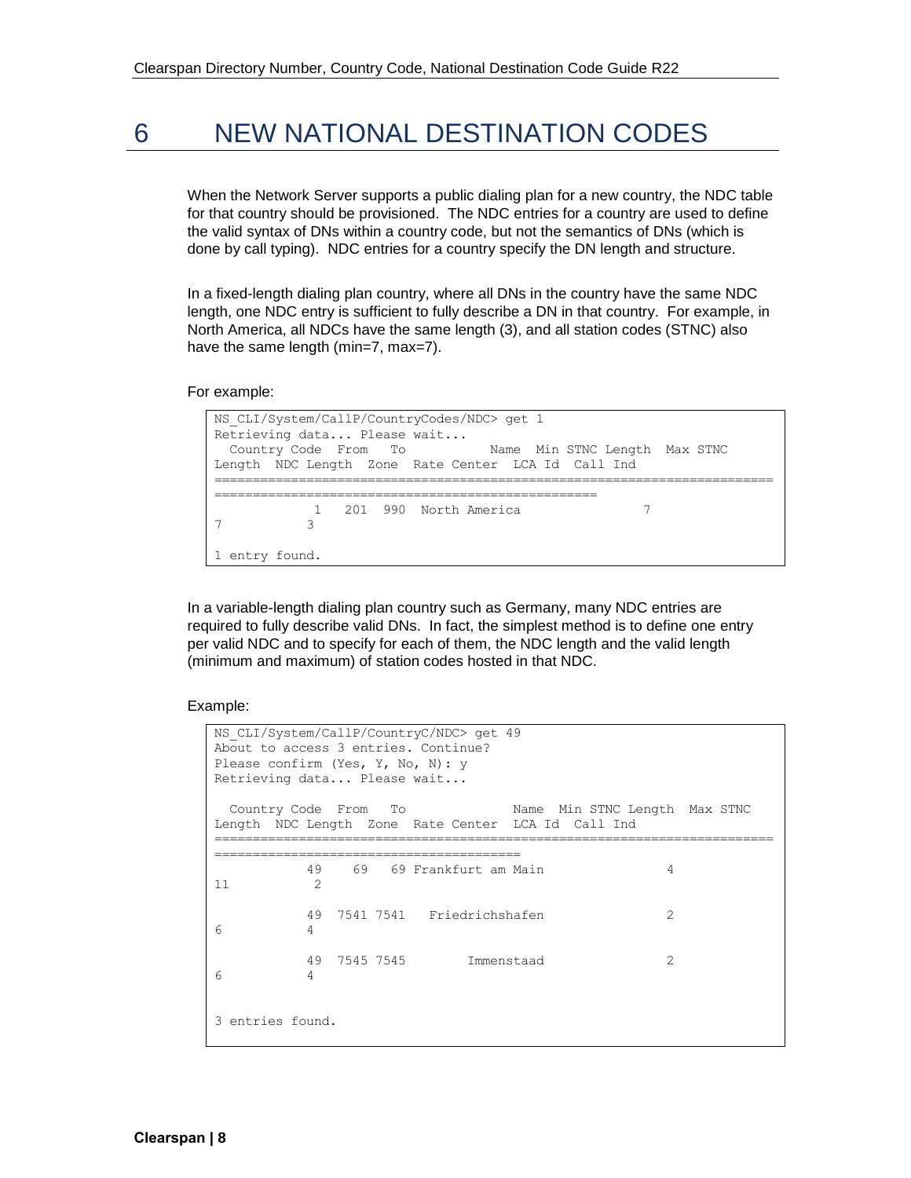# 6 NEW NATIONAL DESTINATION CODES

When the Network Server supports a public dialing plan for a new country, the NDC table for that country should be provisioned. The NDC entries for a country are used to define the valid syntax of DNs within a country code, but not the semantics of DNs (which is done by call typing). NDC entries for a country specify the DN length and structure.

In a fixed-length dialing plan country, where all DNs in the country have the same NDC length, one NDC entry is sufficient to fully describe a DN in that country. For example, in North America, all NDCs have the same length (3), and all station codes (STNC) also have the same length (min=7, max=7).

For example:

```
NS_CLI/System/CallP/CountryCodes/NDC> get 1
Retrieving data... Please wait...
  Country Code  From   To          Name  Min STNC Length  Max STNC
Length  NDC Length  Zone  Rate Center  LCA Id  Call Ind
==========================================================================
==================================================
             1   201  990  North America                7
7           3

1 entry found.
```

In a variable-length dialing plan country such as Germany, many NDC entries are required to fully describe valid DNs. In fact, the simplest method is to define one entry per valid NDC and to specify for each of them, the NDC length and the valid length (minimum and maximum) of station codes hosted in that NDC.

Example:

```
NS_CLI/System/CallP/CountryC/NDC> get 49
About to access 3 entries. Continue?
Please confirm (Yes, Y, No, N): y
Retrieving data... Please wait...

  Country Code  From   To             Name  Min STNC Length  Max STNC
Length  NDC Length  Zone  Rate Center  LCA Id  Call Ind
==========================================================================
========================================
            49    69   69 Frankfurt am Main               4
11           2

            49  7541 7541   Friedrichshafen               2
6           4

            49  7545 7545        Immenstaad               2
6           4


3 entries found.
```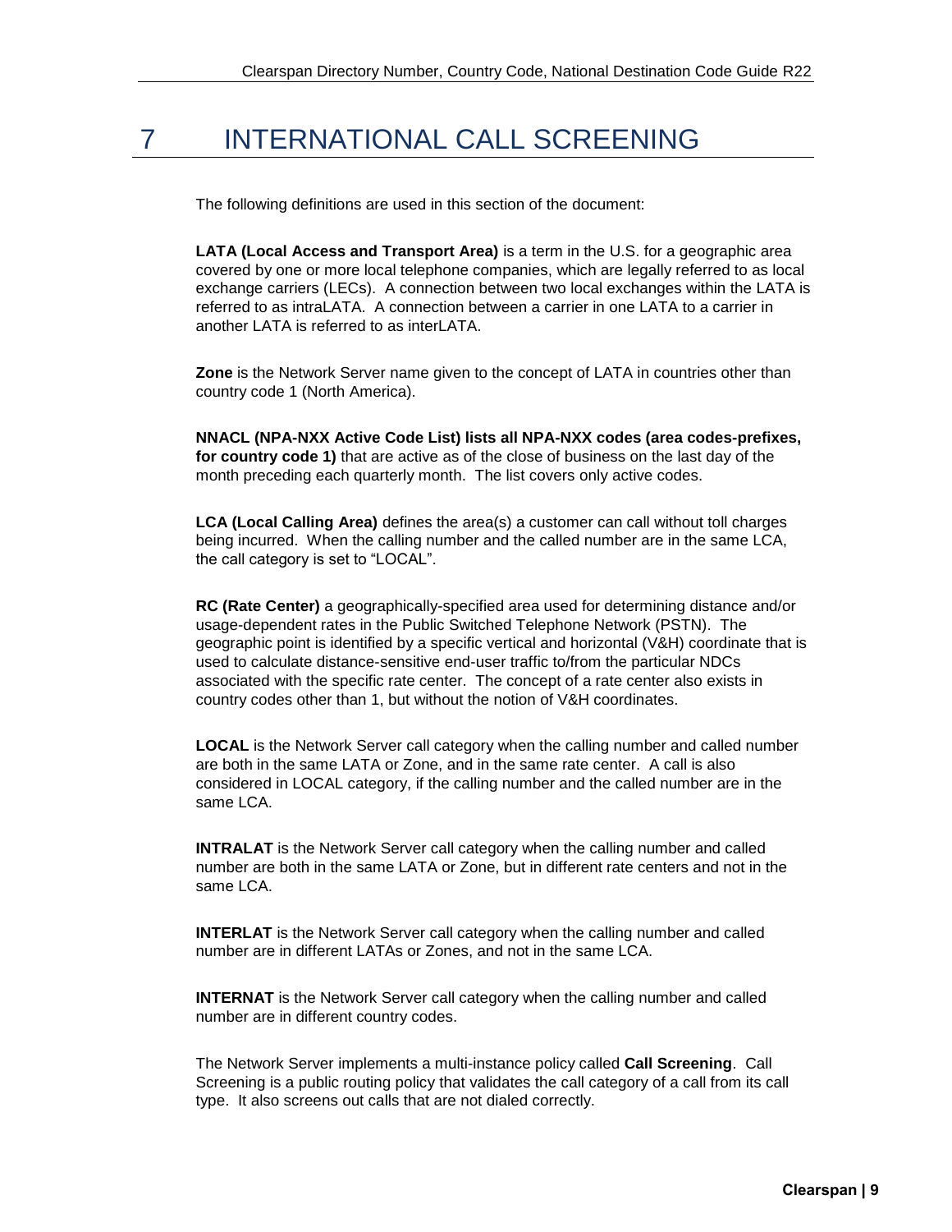# 7 INTERNATIONAL CALL SCREENING

The following definitions are used in this section of the document:

**LATA (Local Access and Transport Area)** is a term in the U.S. for a geographic area covered by one or more local telephone companies, which are legally referred to as local exchange carriers (LECs). A connection between two local exchanges within the LATA is referred to as intraLATA. A connection between a carrier in one LATA to a carrier in another LATA is referred to as interLATA.

**Zone** is the Network Server name given to the concept of LATA in countries other than country code 1 (North America).

**NNACL (NPA-NXX Active Code List) lists all NPA-NXX codes (area codes-prefixes, for country code 1)** that are active as of the close of business on the last day of the month preceding each quarterly month. The list covers only active codes.

**LCA (Local Calling Area)** defines the area(s) a customer can call without toll charges being incurred. When the calling number and the called number are in the same LCA, the call category is set to "LOCAL".

**RC (Rate Center)** a geographically-specified area used for determining distance and/or usage-dependent rates in the Public Switched Telephone Network (PSTN). The geographic point is identified by a specific vertical and horizontal (V&H) coordinate that is used to calculate distance-sensitive end-user traffic to/from the particular NDCs associated with the specific rate center. The concept of a rate center also exists in country codes other than 1, but without the notion of V&H coordinates.

**LOCAL** is the Network Server call category when the calling number and called number are both in the same LATA or Zone, and in the same rate center. A call is also considered in LOCAL category, if the calling number and the called number are in the same LCA.

**INTRALAT** is the Network Server call category when the calling number and called number are both in the same LATA or Zone, but in different rate centers and not in the same LCA.

**INTERLAT** is the Network Server call category when the calling number and called number are in different LATAs or Zones, and not in the same LCA.

**INTERNAT** is the Network Server call category when the calling number and called number are in different country codes.

The Network Server implements a multi-instance policy called **Call Screening**. Call Screening is a public routing policy that validates the call category of a call from its call type. It also screens out calls that are not dialed correctly.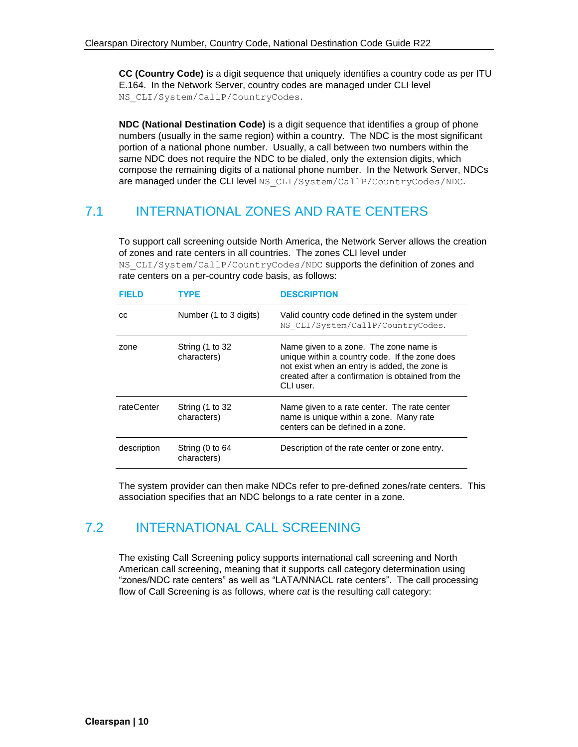**CC (Country Code)** is a digit sequence that uniquely identifies a country code as per ITU E.164. In the Network Server, country codes are managed under CLI level `NS_CLI/System/CallP/CountryCodes`.

**NDC (National Destination Code)** is a digit sequence that identifies a group of phone numbers (usually in the same region) within a country. The NDC is the most significant portion of a national phone number. Usually, a call between two numbers within the same NDC does not require the NDC to be dialed, only the extension digits, which compose the remaining digits of a national phone number. In the Network Server, NDCs are managed under the CLI level `NS_CLI/System/CallP/CountryCodes/NDC`.

## 7.1 INTERNATIONAL ZONES AND RATE CENTERS

To support call screening outside North America, the Network Server allows the creation of zones and rate centers in all countries. The zones CLI level under `NS_CLI/System/CallP/CountryCodes/NDC` supports the definition of zones and rate centers on a per-country code basis, as follows:

| FIELD | TYPE | DESCRIPTION |
|---|---|---|
| cc | Number (1 to 3 digits) | Valid country code defined in the system under `NS_CLI/System/CallP/CountryCodes`. |
| zone | String (1 to 32 characters) | Name given to a zone. The zone name is unique within a country code. If the zone does not exist when an entry is added, the zone is created after a confirmation is obtained from the CLI user. |
| rateCenter | String (1 to 32 characters) | Name given to a rate center. The rate center name is unique within a zone. Many rate centers can be defined in a zone. |
| description | String (0 to 64 characters) | Description of the rate center or zone entry. |

The system provider can then make NDCs refer to pre-defined zones/rate centers. This association specifies that an NDC belongs to a rate center in a zone.

## 7.2 INTERNATIONAL CALL SCREENING

The existing Call Screening policy supports international call screening and North American call screening, meaning that it supports call category determination using "zones/NDC rate centers" as well as "LATA/NNACL rate centers". The call processing flow of Call Screening is as follows, where *cat* is the resulting call category: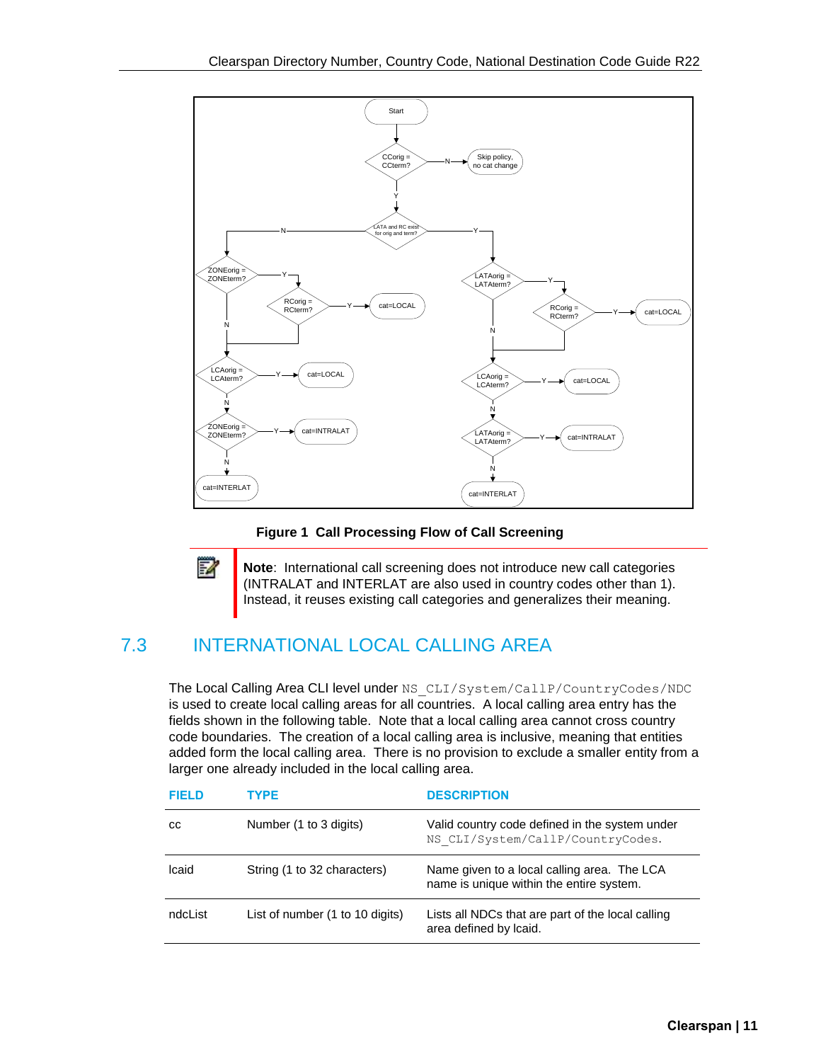**Figure 1  Call Processing Flow of Call Screening**

**Note**: International call screening does not introduce new call categories (INTRALAT and INTERLAT are also used in country codes other than 1). Instead, it reuses existing call categories and generalizes their meaning.

## 7.3 INTERNATIONAL LOCAL CALLING AREA

The Local Calling Area CLI level under `NS_CLI/System/CallP/CountryCodes/NDC` is used to create local calling areas for all countries. A local calling area entry has the fields shown in the following table. Note that a local calling area cannot cross country code boundaries. The creation of a local calling area is inclusive, meaning that entities added form the local calling area. There is no provision to exclude a smaller entity from a larger one already included in the local calling area.

| FIELD | TYPE | DESCRIPTION |
|---|---|---|
| cc | Number (1 to 3 digits) | Valid country code defined in the system under `NS_CLI/System/CallP/CountryCodes`. |
| lcaid | String (1 to 32 characters) | Name given to a local calling area. The LCA name is unique within the entire system. |
| ndcList | List of number (1 to 10 digits) | Lists all NDCs that are part of the local calling area defined by lcaid. |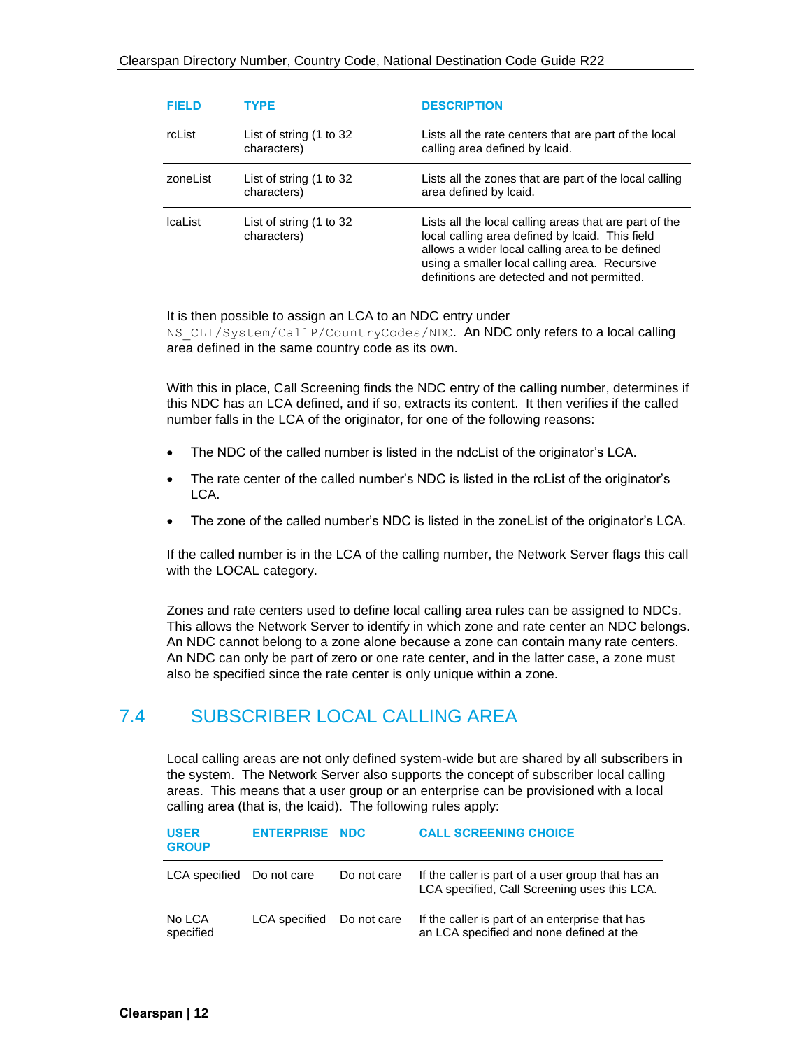| FIELD | TYPE | DESCRIPTION |
|---|---|---|
| rcList | List of string (1 to 32 characters) | Lists all the rate centers that are part of the local calling area defined by lcaid. |
| zoneList | List of string (1 to 32 characters) | Lists all the zones that are part of the local calling area defined by lcaid. |
| lcaList | List of string (1 to 32 characters) | Lists all the local calling areas that are part of the local calling area defined by lcaid. This field allows a wider local calling area to be defined using a smaller local calling area. Recursive definitions are detected and not permitted. |

It is then possible to assign an LCA to an NDC entry under `NS_CLI/System/CallP/CountryCodes/NDC`. An NDC only refers to a local calling area defined in the same country code as its own.

With this in place, Call Screening finds the NDC entry of the calling number, determines if this NDC has an LCA defined, and if so, extracts its content. It then verifies if the called number falls in the LCA of the originator, for one of the following reasons:

- The NDC of the called number is listed in the ndcList of the originator's LCA.
- The rate center of the called number's NDC is listed in the rcList of the originator's LCA.
- The zone of the called number's NDC is listed in the zoneList of the originator's LCA.

If the called number is in the LCA of the calling number, the Network Server flags this call with the LOCAL category.

Zones and rate centers used to define local calling area rules can be assigned to NDCs. This allows the Network Server to identify in which zone and rate center an NDC belongs. An NDC cannot belong to a zone alone because a zone can contain many rate centers. An NDC can only be part of zero or one rate center, and in the latter case, a zone must also be specified since the rate center is only unique within a zone.

## 7.4 SUBSCRIBER LOCAL CALLING AREA

Local calling areas are not only defined system-wide but are shared by all subscribers in the system. The Network Server also supports the concept of subscriber local calling areas. This means that a user group or an enterprise can be provisioned with a local calling area (that is, the lcaid). The following rules apply:

| USER GROUP | ENTERPRISE | NDC | CALL SCREENING CHOICE |
|---|---|---|---|
| LCA specified | Do not care | Do not care | If the caller is part of a user group that has an LCA specified, Call Screening uses this LCA. |
| No LCA specified | LCA specified | Do not care | If the caller is part of an enterprise that has an LCA specified and none defined at the |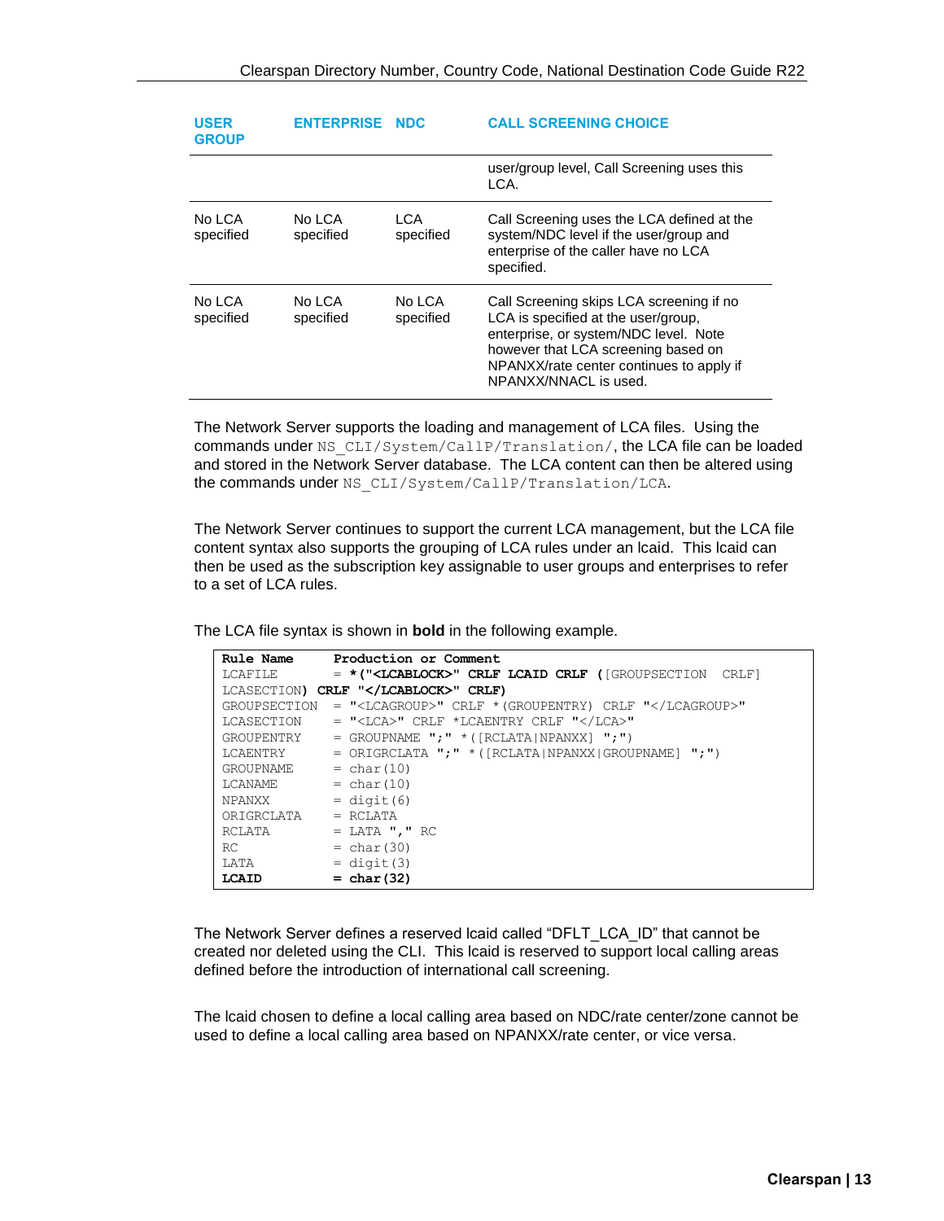| USER GROUP | ENTERPRISE | NDC | CALL SCREENING CHOICE |
|---|---|---|---|
| | | | user/group level, Call Screening uses this LCA. |
| No LCA specified | No LCA specified | LCA specified | Call Screening uses the LCA defined at the system/NDC level if the user/group and enterprise of the caller have no LCA specified. |
| No LCA specified | No LCA specified | No LCA specified | Call Screening skips LCA screening if no LCA is specified at the user/group, enterprise, or system/NDC level. Note however that LCA screening based on NPANXX/rate center continues to apply if NPANXX/NNACL is used. |

The Network Server supports the loading and management of LCA files. Using the commands under `NS_CLI/System/CallP/Translation/`, the LCA file can be loaded and stored in the Network Server database. The LCA content can then be altered using the commands under `NS_CLI/System/CallP/Translation/LCA`.

The Network Server continues to support the current LCA management, but the LCA file content syntax also supports the grouping of LCA rules under an lcaid. This lcaid can then be used as the subscription key assignable to user groups and enterprises to refer to a set of LCA rules.

The LCA file syntax is shown in **bold** in the following example.

```
Rule Name     Production or Comment
LCAFILE       = *("<LCABLOCK>" CRLF LCAID CRLF ([GROUPSECTION  CRLF]
LCASECTION) CRLF "</LCABLOCK>" CRLF)
GROUPSECTION  = "<LCAGROUP>" CRLF *(GROUPENTRY) CRLF "</LCAGROUP>"
LCASECTION    = "<LCA>" CRLF *LCAENTRY CRLF "</LCA>"
GROUPENTRY    = GROUPNAME ";" *([RCLATA|NPANXX] ";")
LCAENTRY      = ORIGRCLATA ";" *([RCLATA|NPANXX|GROUPNAME] ";")
GROUPNAME     = char(10)
LCANAME       = char(10)
NPANXX        = digit(6)
ORIGRCLATA    = RCLATA
RCLATA        = LATA "," RC
RC            = char(30)
LATA          = digit(3)
LCAID         = char(32)
```

The Network Server defines a reserved lcaid called "DFLT_LCA_ID" that cannot be created nor deleted using the CLI. This lcaid is reserved to support local calling areas defined before the introduction of international call screening.

The lcaid chosen to define a local calling area based on NDC/rate center/zone cannot be used to define a local calling area based on NPANXX/rate center, or vice versa.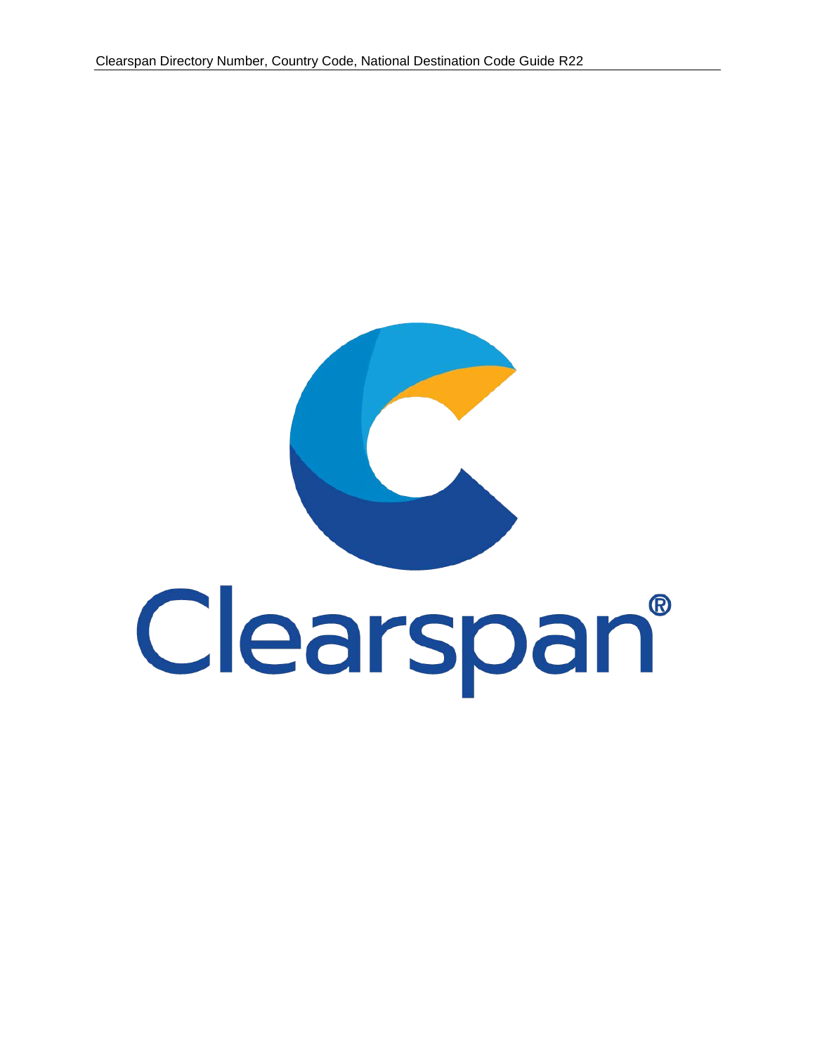Clearspan®